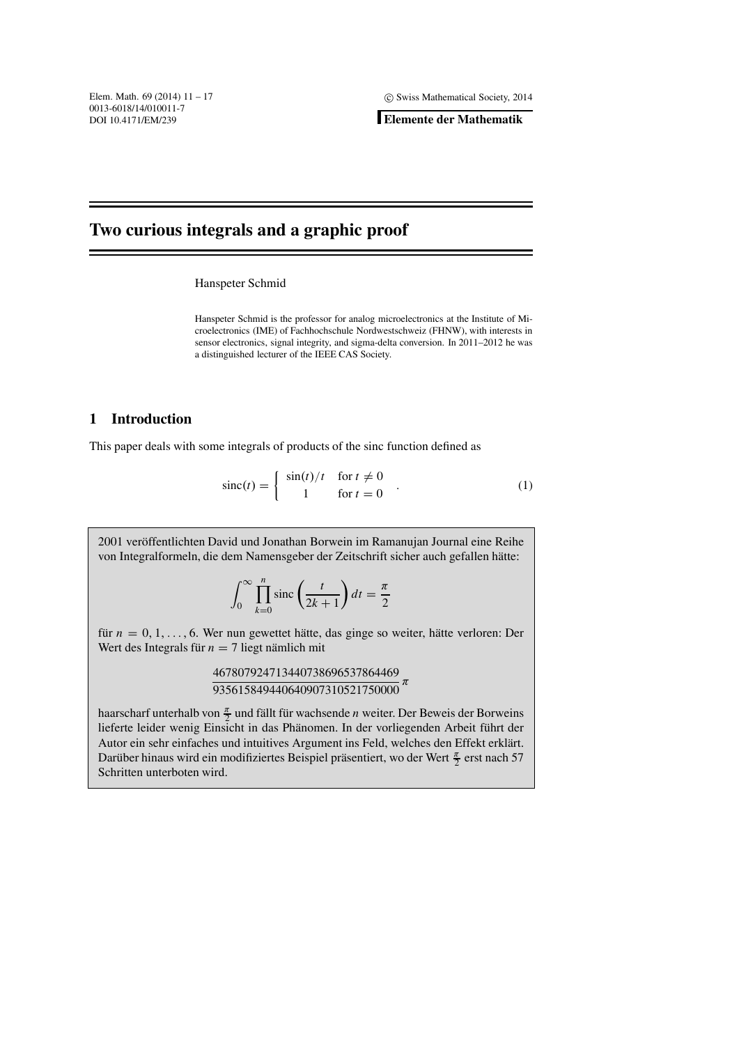# Two curious integrals and a graphic proof

Hanspeter Schmid

Hanspeter Schmid is the professor for analog microelectronics at the Institute of Microelectronics (IME) of Fachhochschule Nordwestschweiz (FHNW), with interests in sensor electronics, signal integrity, and sigma-delta conversion. In 2011–2012 he was a distinguished lecturer of the IEEE CAS Society.

## 1 Introduction

This paper deals with some integrals of products of the sinc function defined as

$$\operatorname{sinc}(t) = \begin{cases} \sin(t)/t & \text{for } t \neq 0 \\ 1 & \text{for } t = 0 \end{cases} . \tag{1}$$

2001 veröffentlichten David und Jonathan Borwein im Ramanujan Journal eine Reihe von Integralformeln, die dem Namensgeber der Zeitschrift sicher auch gefallen hätte:

$$\int_0^\infty \prod_{k=0}^{n} \operatorname{sinc}\left(\frac{t}{2k+1}\right) dt = \frac{\pi}{2}$$

für $n = 0, 1, \ldots, 6$. Wer nun gewettet hätte, das ginge so weiter, hätte verloren: Der Wert des Integrals für $n = 7$ liegt nämlich mit

$$\frac{467807924713440738696537864469}{935615849440640907310521750000}\,\pi$$

haarscharf unterhalb von $\frac{\pi}{2}$ und fällt für wachsende $n$ weiter. Der Beweis der Borweins lieferte leider wenig Einsicht in das Phänomen. In der vorliegenden Arbeit führt der Autor ein sehr einfaches und intuitives Argument ins Feld, welches den Effekt erklärt. Darüber hinaus wird ein modifiziertes Beispiel präsentiert, wo der Wert $\frac{\pi}{2}$ erst nach 57 Schritten unterboten wird.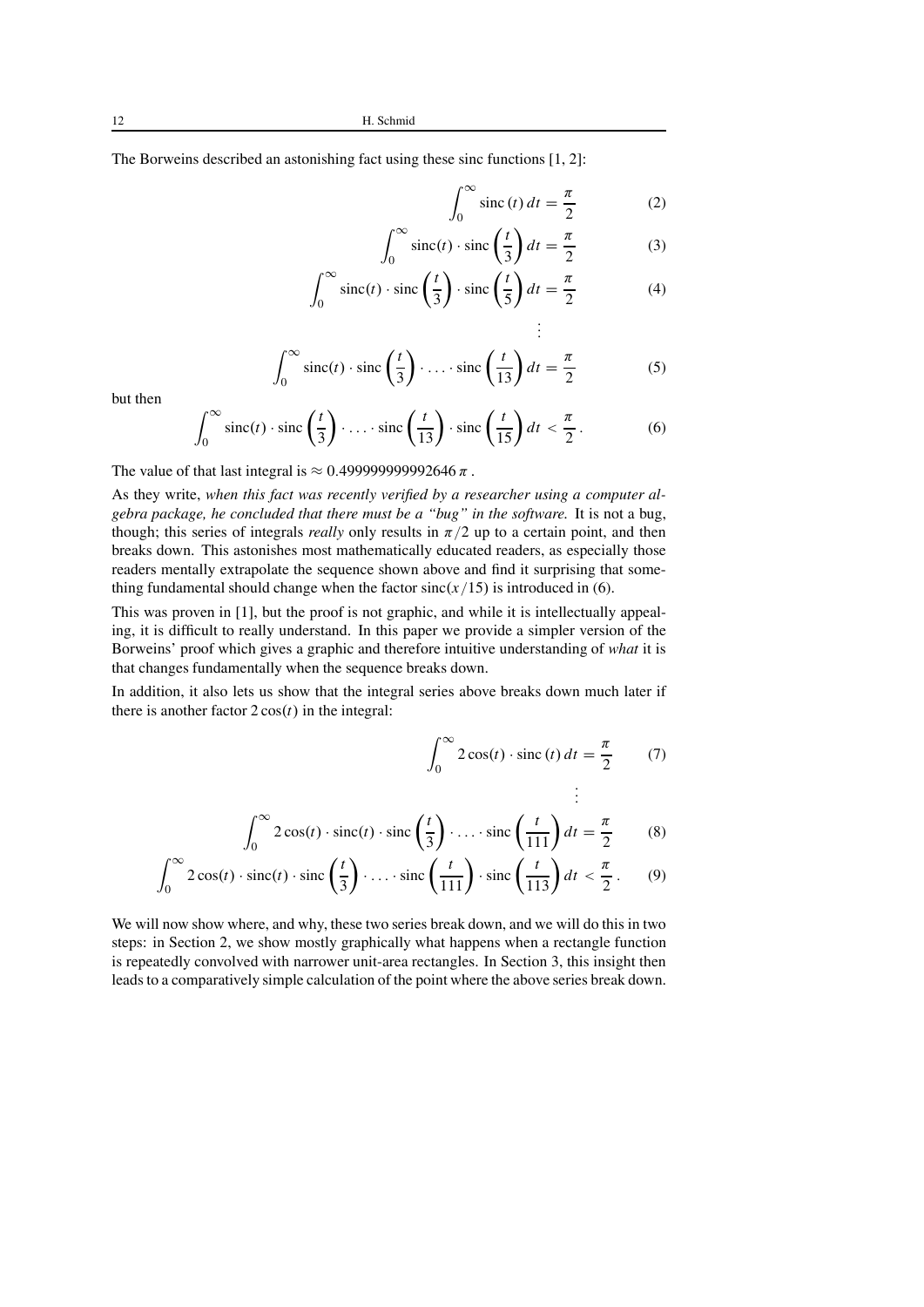The Borweins described an astonishing fact using these sinc functions [1, 2]:

$$\int_0^\infty \operatorname{sinc}(t)\, dt = \frac{\pi}{2} \tag{2}$$

$$\int_0^\infty \operatorname{sinc}(t) \cdot \operatorname{sinc}\left(\frac{t}{3}\right) dt = \frac{\pi}{2} \tag{3}$$

$$\int_0^\infty \operatorname{sinc}(t) \cdot \operatorname{sinc}\left(\frac{t}{3}\right) \cdot \operatorname{sinc}\left(\frac{t}{5}\right) dt = \frac{\pi}{2} \tag{4}$$

$$\vdots$$

$$\int_0^\infty \operatorname{sinc}(t) \cdot \operatorname{sinc}\left(\frac{t}{3}\right) \cdot \ldots \cdot \operatorname{sinc}\left(\frac{t}{13}\right) dt = \frac{\pi}{2} \tag{5}$$

but then

$$\int_0^\infty \operatorname{sinc}(t) \cdot \operatorname{sinc}\left(\frac{t}{3}\right) \cdot \ldots \cdot \operatorname{sinc}\left(\frac{t}{13}\right) \cdot \operatorname{sinc}\left(\frac{t}{15}\right) dt < \frac{\pi}{2}\,. \tag{6}$$

The value of that last integral is $\approx 0.499999999992646\,\pi$.

As they write, *when this fact was recently verified by a researcher using a computer algebra package, he concluded that there must be a "bug" in the software.* It is not a bug, though; this series of integrals *really* only results in $\pi/2$ up to a certain point, and then breaks down. This astonishes most mathematically educated readers, as especially those readers mentally extrapolate the sequence shown above and find it surprising that something fundamental should change when the factor $\operatorname{sinc}(x/15)$ is introduced in (6).

This was proven in [1], but the proof is not graphic, and while it is intellectually appealing, it is difficult to really understand. In this paper we provide a simpler version of the Borweins' proof which gives a graphic and therefore intuitive understanding of *what* it is that changes fundamentally when the sequence breaks down.

In addition, it also lets us show that the integral series above breaks down much later if there is another factor $2\cos(t)$ in the integral:

$$\int_0^\infty 2\cos(t) \cdot \operatorname{sinc}(t)\, dt = \frac{\pi}{2} \tag{7}$$

$$\vdots$$

$$\int_0^\infty 2\cos(t) \cdot \operatorname{sinc}(t) \cdot \operatorname{sinc}\left(\frac{t}{3}\right) \cdot \ldots \cdot \operatorname{sinc}\left(\frac{t}{111}\right) dt = \frac{\pi}{2} \tag{8}$$

$$\int_0^\infty 2\cos(t) \cdot \operatorname{sinc}(t) \cdot \operatorname{sinc}\left(\frac{t}{3}\right) \cdot \ldots \cdot \operatorname{sinc}\left(\frac{t}{111}\right) \cdot \operatorname{sinc}\left(\frac{t}{113}\right) dt < \frac{\pi}{2}\,. \tag{9}$$

We will now show where, and why, these two series break down, and we will do this in two steps: in Section 2, we show mostly graphically what happens when a rectangle function is repeatedly convolved with narrower unit-area rectangles. In Section 3, this insight then leads to a comparatively simple calculation of the point where the above series break down.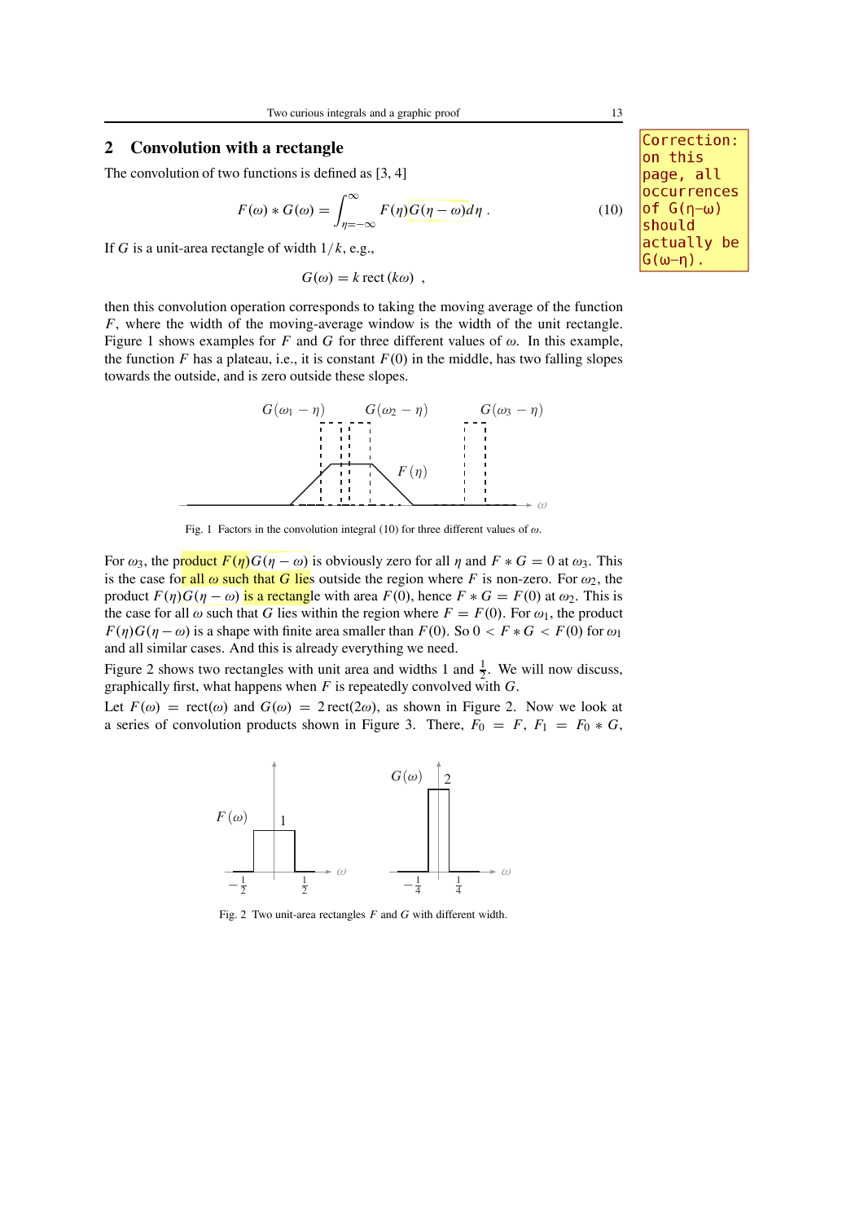## 2 Convolution with a rectangle

> Correction: on this page, all occurrences of G(η−ω) should actually be G(ω−η).

The convolution of two functions is defined as [3, 4]

$$F(\omega) * G(\omega) = \int_{\eta=-\infty}^{\infty} F(\eta) G(\eta - \omega) d\eta \ . \tag{10}$$

If $G$ is a unit-area rectangle of width $1/k$, e.g.,

$$G(\omega) = k \, \mathrm{rect}\,(k\omega) \ ,$$

then this convolution operation corresponds to taking the moving average of the function $F$, where the width of the moving-average window is the width of the unit rectangle. Figure 1 shows examples for $F$ and $G$ for three different values of $\omega$. In this example, the function $F$ has a plateau, i.e., it is constant $F(0)$ in the middle, has two falling slopes towards the outside, and is zero outside these slopes.

Fig. 1 Factors in the convolution integral (10) for three different values of $\omega$.

For $\omega_3$, the product $F(\eta)G(\eta - \omega)$ is obviously zero for all $\eta$ and $F * G = 0$ at $\omega_3$. This is the case for all $\omega$ such that $G$ lies outside the region where $F$ is non-zero. For $\omega_2$, the product $F(\eta)G(\eta - \omega)$ is a rectangle with area $F(0)$, hence $F * G = F(0)$ at $\omega_2$. This is the case for all $\omega$ such that $G$ lies within the region where $F = F(0)$. For $\omega_1$, the product $F(\eta)G(\eta - \omega)$ is a shape with finite area smaller than $F(0)$. So $0 < F * G < F(0)$ for $\omega_1$ and all similar cases. And this is already everything we need.

Figure 2 shows two rectangles with unit area and widths 1 and $\frac{1}{2}$. We will now discuss, graphically first, what happens when $F$ is repeatedly convolved with $G$.

Let $F(\omega) = \mathrm{rect}(\omega)$ and $G(\omega) = 2\,\mathrm{rect}(2\omega)$, as shown in Figure 2. Now we look at a series of convolution products shown in Figure 3. There, $F_0 = F$, $F_1 = F_0 * G$,

Fig. 2 Two unit-area rectangles $F$ and $G$ with different width.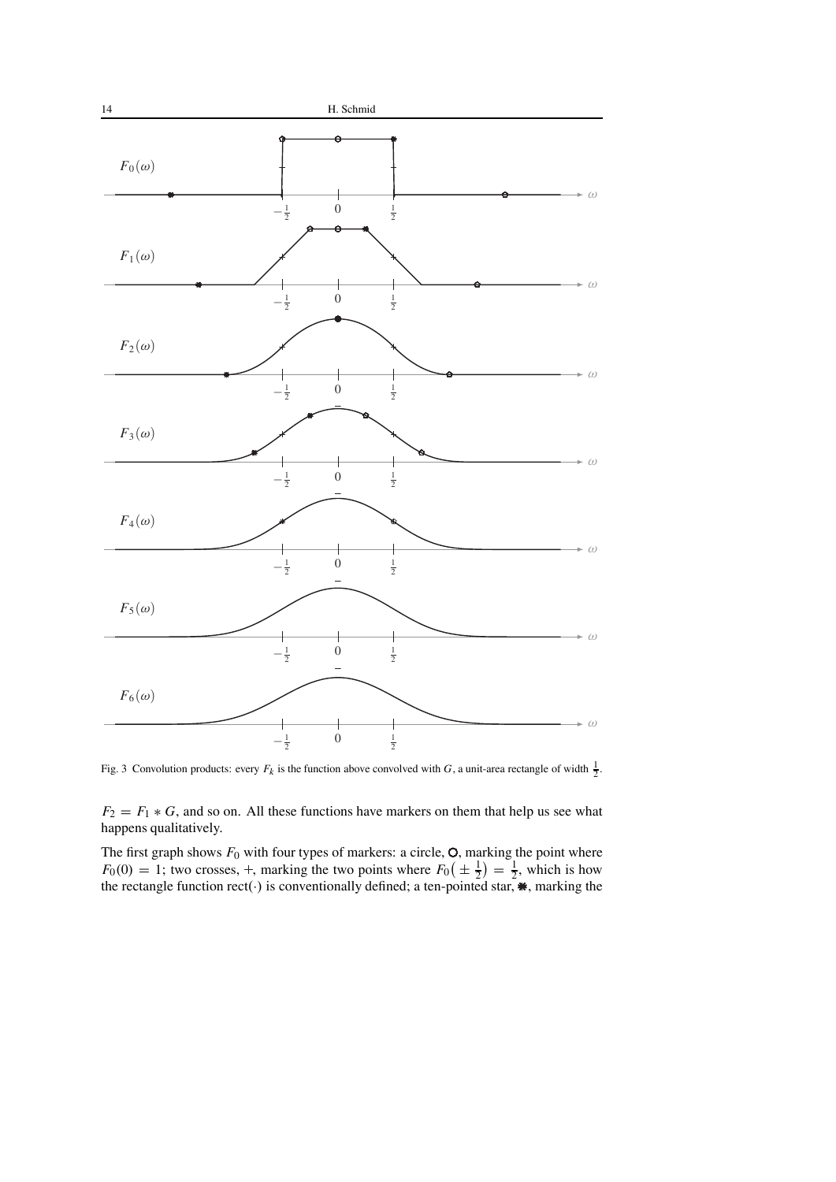Fig. 3 Convolution products: every $F_k$ is the function above convolved with $G$, a unit-area rectangle of width $\frac{1}{2}$.

$F_2 = F_1 * G$, and so on. All these functions have markers on them that help us see what happens qualitatively.

The first graph shows $F_0$ with four types of markers: a circle, ○, marking the point where $F_0(0) = 1$; two crosses, +, marking the two points where $F_0\big(\pm \frac{1}{2}\big) = \frac{1}{2}$, which is how the rectangle function rect(·) is conventionally defined; a ten-pointed star, ✺, marking the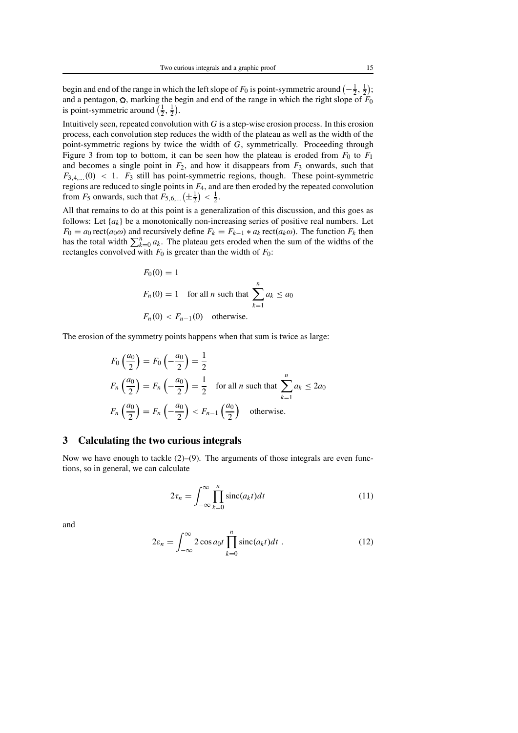begin and end of the range in which the left slope of $F_0$ is point-symmetric around $\left(-\frac{1}{2}, \frac{1}{2}\right)$; and a pentagon, ✪, marking the begin and end of the range in which the right slope of $F_0$ is point-symmetric around $\left(\frac{1}{2}, \frac{1}{2}\right)$.

Intuitively seen, repeated convolution with $G$ is a step-wise erosion process. In this erosion process, each convolution step reduces the width of the plateau as well as the width of the point-symmetric regions by twice the width of $G$, symmetrically. Proceeding through Figure 3 from top to bottom, it can be seen how the plateau is eroded from $F_0$ to $F_1$ and becomes a single point in $F_2$, and how it disappears from $F_3$ onwards, such that $F_{3,4,\ldots}(0) < 1$. $F_3$ still has point-symmetric regions, though. These point-symmetric regions are reduced to single points in $F_4$, and are then eroded by the repeated convolution from $F_5$ onwards, such that $F_{5,6,\ldots}\left(\pm\frac{1}{2}\right) < \frac{1}{2}$.

All that remains to do at this point is a generalization of this discussion, and this goes as follows: Let $\{a_k\}$ be a monotonically non-increasing series of positive real numbers. Let $F_0 = a_0 \operatorname{rect}(a_0\omega)$ and recursively define $F_k = F_{k-1} * a_k \operatorname{rect}(a_k\omega)$. The function $F_k$ then has the total width $\sum_{k=0}^{n} a_k$. The plateau gets eroded when the sum of the widths of the rectangles convolved with $F_0$ is greater than the width of $F_0$:

$$
\begin{aligned}
&F_0(0) = 1 \\
&F_n(0) = 1 \quad \text{for all } n \text{ such that } \sum_{k=1}^{n} a_k \leq a_0 \\
&F_n(0) < F_{n-1}(0) \quad \text{otherwise.}
\end{aligned}
$$

The erosion of the symmetry points happens when that sum is twice as large:

$$
\begin{aligned}
&F_0\left(\frac{a_0}{2}\right) = F_0\left(-\frac{a_0}{2}\right) = \frac{1}{2} \\
&F_n\left(\frac{a_0}{2}\right) = F_n\left(-\frac{a_0}{2}\right) = \frac{1}{2} \quad \text{for all } n \text{ such that } \sum_{k=1}^{n} a_k \leq 2a_0 \\
&F_n\left(\frac{a_0}{2}\right) = F_n\left(-\frac{a_0}{2}\right) < F_{n-1}\left(\frac{a_0}{2}\right) \quad \text{otherwise.}
\end{aligned}
$$

## 3 Calculating the two curious integrals

Now we have enough to tackle (2)–(9). The arguments of those integrals are even functions, so in general, we can calculate

$$
2\tau_n = \int_{-\infty}^{\infty} \prod_{k=0}^{n} \operatorname{sinc}(a_k t) dt \tag{11}
$$

and

$$
2\varepsilon_n = \int_{-\infty}^{\infty} 2\cos a_0 t \prod_{k=0}^{n} \operatorname{sinc}(a_k t) dt \; . \tag{12}
$$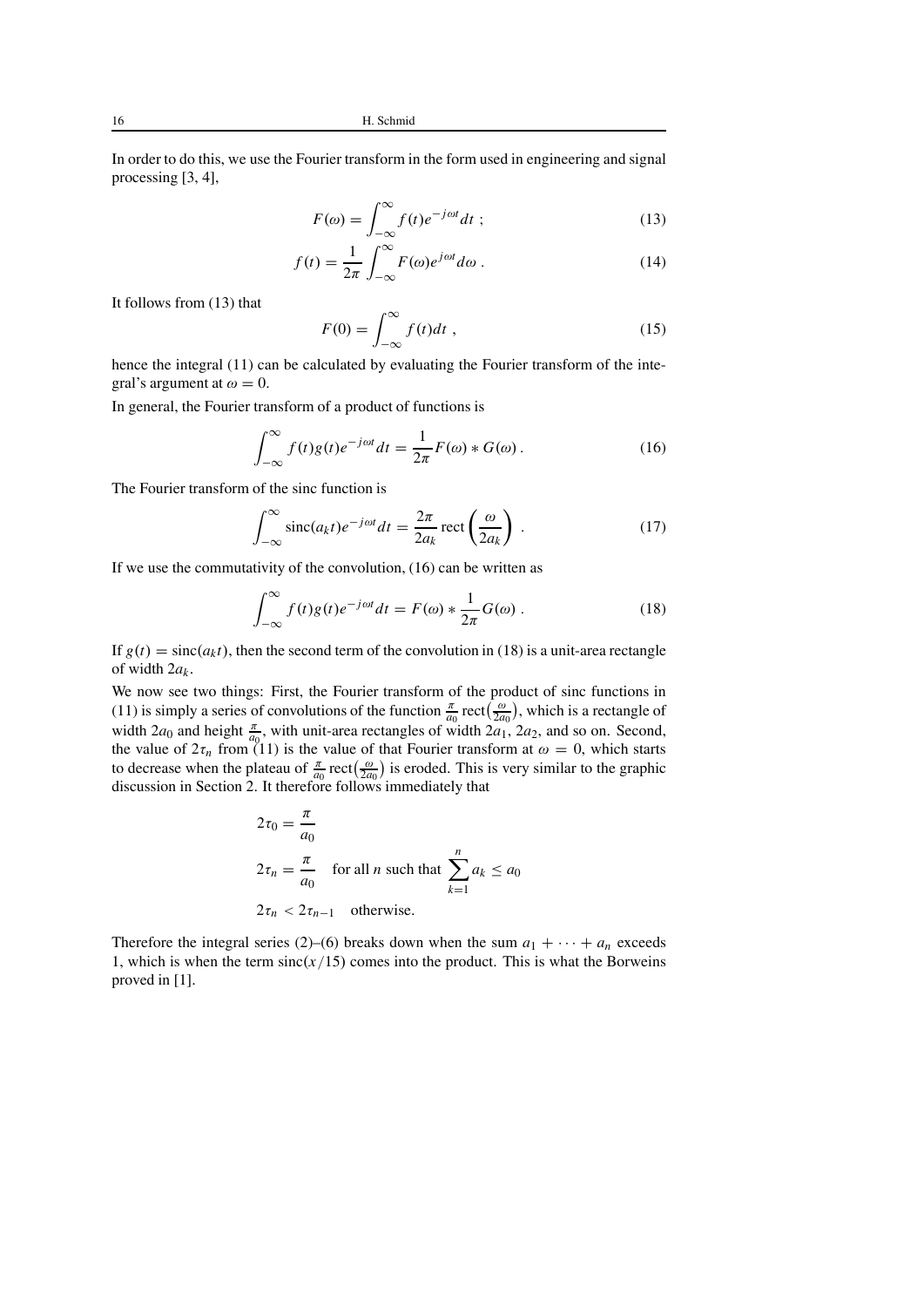In order to do this, we use the Fourier transform in the form used in engineering and signal processing [3, 4],

$$F(\omega) = \int_{-\infty}^{\infty} f(t) e^{-j\omega t} dt \; ; \tag{13}$$

$$f(t) = \frac{1}{2\pi} \int_{-\infty}^{\infty} F(\omega) e^{j\omega t} d\omega \; . \tag{14}$$

It follows from (13) that

$$F(0) = \int_{-\infty}^{\infty} f(t) dt \; , \tag{15}$$

hence the integral (11) can be calculated by evaluating the Fourier transform of the integral's argument at $\omega = 0$.

In general, the Fourier transform of a product of functions is

$$\int_{-\infty}^{\infty} f(t) g(t) e^{-j\omega t} dt = \frac{1}{2\pi} F(\omega) * G(\omega) \; . \tag{16}$$

The Fourier transform of the sinc function is

$$\int_{-\infty}^{\infty} \operatorname{sinc}(a_k t) e^{-j\omega t} dt = \frac{2\pi}{2a_k} \operatorname{rect}\left(\frac{\omega}{2a_k}\right) \; . \tag{17}$$

If we use the commutativity of the convolution, (16) can be written as

$$\int_{-\infty}^{\infty} f(t) g(t) e^{-j\omega t} dt = F(\omega) * \frac{1}{2\pi} G(\omega) \; . \tag{18}$$

If $g(t) = \operatorname{sinc}(a_k t)$, then the second term of the convolution in (18) is a unit-area rectangle of width $2a_k$.

We now see two things: First, the Fourier transform of the product of sinc functions in (11) is simply a series of convolutions of the function $\frac{\pi}{a_0} \operatorname{rect}\left(\frac{\omega}{2a_0}\right)$, which is a rectangle of width $2a_0$ and height $\frac{\pi}{a_0}$, with unit-area rectangles of width $2a_1$, $2a_2$, and so on. Second, the value of $2\tau_n$ from (11) is the value of that Fourier transform at $\omega = 0$, which starts to decrease when the plateau of $\frac{\pi}{a_0} \operatorname{rect}\left(\frac{\omega}{2a_0}\right)$ is eroded. This is very similar to the graphic discussion in Section 2. It therefore follows immediately that

$$2\tau_0 = \frac{\pi}{a_0}$$

$$2\tau_n = \frac{\pi}{a_0} \quad \text{for all } n \text{ such that } \sum_{k=1}^{n} a_k \leq a_0$$

$$2\tau_n < 2\tau_{n-1} \quad \text{otherwise.}$$

Therefore the integral series (2)–(6) breaks down when the sum $a_1 + \cdots + a_n$ exceeds 1, which is when the term $\operatorname{sinc}(x/15)$ comes into the product. This is what the Borweins proved in [1].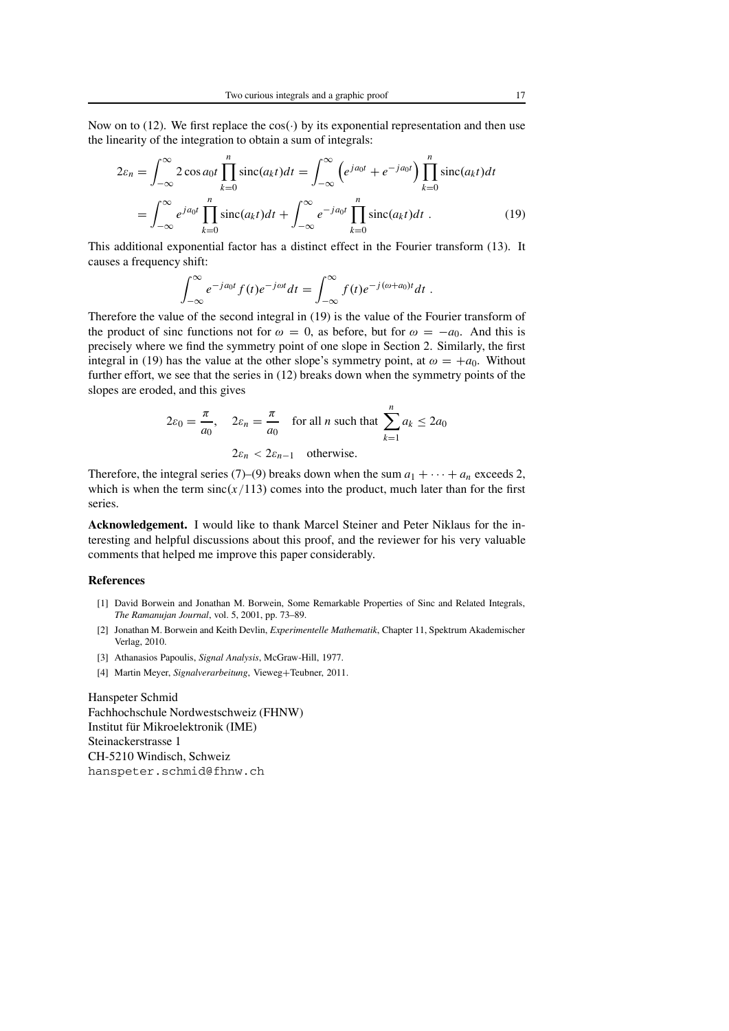Now on to (12). We first replace the $\cos(\cdot)$ by its exponential representation and then use the linearity of the integration to obtain a sum of integrals:

$$2\varepsilon_n = \int_{-\infty}^{\infty} 2\cos a_0 t \prod_{k=0}^{n} \operatorname{sinc}(a_k t)dt = \int_{-\infty}^{\infty} \left(e^{ja_0 t} + e^{-ja_0 t}\right) \prod_{k=0}^{n} \operatorname{sinc}(a_k t)dt$$
$$= \int_{-\infty}^{\infty} e^{ja_0 t} \prod_{k=0}^{n} \operatorname{sinc}(a_k t)dt + \int_{-\infty}^{\infty} e^{-ja_0 t} \prod_{k=0}^{n} \operatorname{sinc}(a_k t)dt \ . \tag{19}$$

This additional exponential factor has a distinct effect in the Fourier transform (13). It causes a frequency shift:

$$\int_{-\infty}^{\infty} e^{-ja_0 t} f(t) e^{-j\omega t} dt = \int_{-\infty}^{\infty} f(t) e^{-j(\omega + a_0)t} dt \ .$$

Therefore the value of the second integral in (19) is the value of the Fourier transform of the product of sinc functions not for $\omega = 0$, as before, but for $\omega = -a_0$. And this is precisely where we find the symmetry point of one slope in Section 2. Similarly, the first integral in (19) has the value at the other slope's symmetry point, at $\omega = +a_0$. Without further effort, we see that the series in (12) breaks down when the symmetry points of the slopes are eroded, and this gives

$$2\varepsilon_0 = \frac{\pi}{a_0}, \quad 2\varepsilon_n = \frac{\pi}{a_0} \quad \text{for all } n \text{ such that } \sum_{k=1}^{n} a_k \leq 2a_0$$
$$2\varepsilon_n < 2\varepsilon_{n-1} \quad \text{otherwise.}$$

Therefore, the integral series (7)–(9) breaks down when the sum $a_1 + \cdots + a_n$ exceeds 2, which is when the term $\operatorname{sinc}(x/113)$ comes into the product, much later than for the first series.

**Acknowledgement.** I would like to thank Marcel Steiner and Peter Niklaus for the interesting and helpful discussions about this proof, and the reviewer for his very valuable comments that helped me improve this paper considerably.

## References

[1] David Borwein and Jonathan M. Borwein, Some Remarkable Properties of Sinc and Related Integrals, *The Ramanujan Journal*, vol. 5, 2001, pp. 73–89.

[2] Jonathan M. Borwein and Keith Devlin, *Experimentelle Mathematik*, Chapter 11, Spektrum Akademischer Verlag, 2010.

[3] Athanasios Papoulis, *Signal Analysis*, McGraw-Hill, 1977.

[4] Martin Meyer, *Signalverarbeitung*, Vieweg+Teubner, 2011.

Hanspeter Schmid
Fachhochschule Nordwestschweiz (FHNW)
Institut für Mikroelektronik (IME)
Steinackerstrasse 1
CH-5210 Windisch, Schweiz
hanspeter.schmid@fhnw.ch